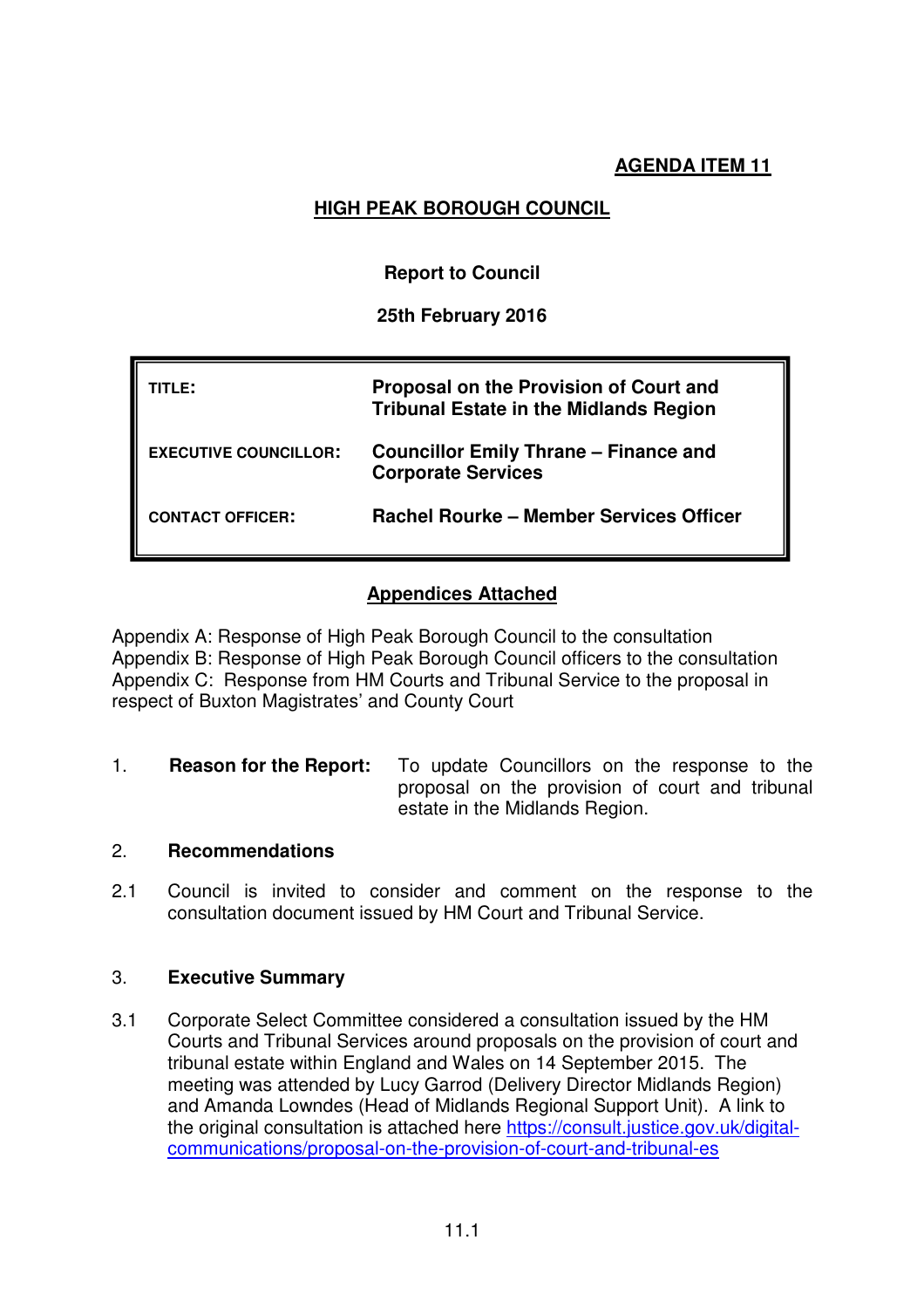**AGENDA ITEM 11**

# HIGH PEAK BOROUGH COUNCIL

**Report to Council**

**25th February 2016**

| | |
|---|---|
| **TITLE:** | **Proposal on the Provision of Court and Tribunal Estate in the Midlands Region** |
| **EXECUTIVE COUNCILLOR:** | **Councillor Emily Thrane – Finance and Corporate Services** |
| **CONTACT OFFICER:** | **Rachel Rourke – Member Services Officer** |

## Appendices Attached

Appendix A: Response of High Peak Borough Council to the consultation
Appendix B: Response of High Peak Borough Council officers to the consultation
Appendix C: Response from HM Courts and Tribunal Service to the proposal in respect of Buxton Magistrates' and County Court

1. **Reason for the Report:** To update Councillors on the response to the proposal on the provision of court and tribunal estate in the Midlands Region.

## 2. Recommendations

2.1 Council is invited to consider and comment on the response to the consultation document issued by HM Court and Tribunal Service.

## 3. Executive Summary

3.1 Corporate Select Committee considered a consultation issued by the HM Courts and Tribunal Services around proposals on the provision of court and tribunal estate within England and Wales on 14 September 2015. The meeting was attended by Lucy Garrod (Delivery Director Midlands Region) and Amanda Lowndes (Head of Midlands Regional Support Unit). A link to the original consultation is attached here https://consult.justice.gov.uk/digital-communications/proposal-on-the-provision-of-court-and-tribunal-es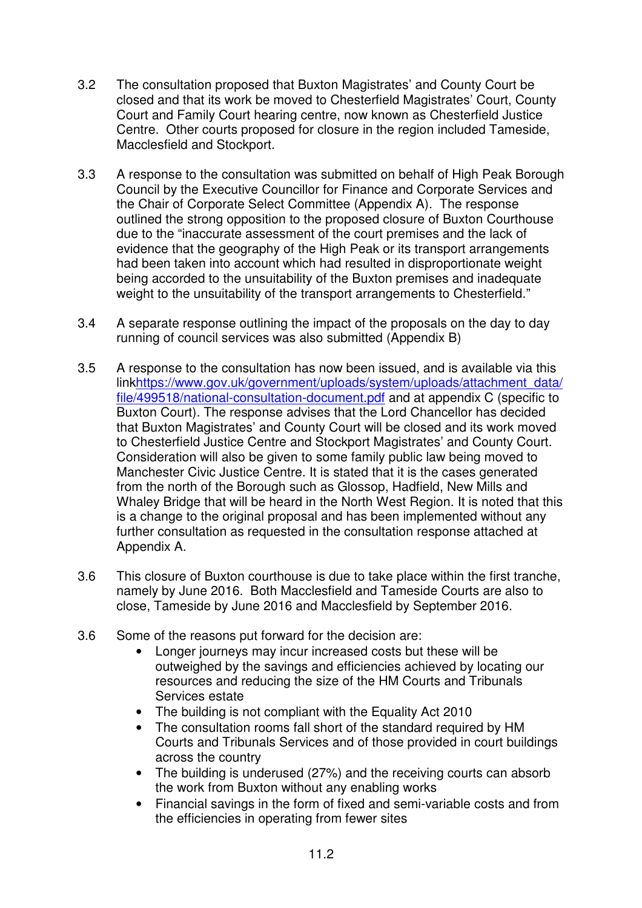3.2 The consultation proposed that Buxton Magistrates' and County Court be closed and that its work be moved to Chesterfield Magistrates' Court, County Court and Family Court hearing centre, now known as Chesterfield Justice Centre. Other courts proposed for closure in the region included Tameside, Macclesfield and Stockport.

3.3 A response to the consultation was submitted on behalf of High Peak Borough Council by the Executive Councillor for Finance and Corporate Services and the Chair of Corporate Select Committee (Appendix A). The response outlined the strong opposition to the proposed closure of Buxton Courthouse due to the "inaccurate assessment of the court premises and the lack of evidence that the geography of the High Peak or its transport arrangements had been taken into account which had resulted in disproportionate weight being accorded to the unsuitability of the Buxton premises and inadequate weight to the unsuitability of the transport arrangements to Chesterfield."

3.4 A separate response outlining the impact of the proposals on the day to day running of council services was also submitted (Appendix B)

3.5 A response to the consultation has now been issued, and is available via this link[https://www.gov.uk/government/uploads/system/uploads/attachment_data/file/499518/national-consultation-document.pdf](https://www.gov.uk/government/uploads/system/uploads/attachment_data/file/499518/national-consultation-document.pdf) and at appendix C (specific to Buxton Court). The response advises that the Lord Chancellor has decided that Buxton Magistrates' and County Court will be closed and its work moved to Chesterfield Justice Centre and Stockport Magistrates' and County Court. Consideration will also be given to some family public law being moved to Manchester Civic Justice Centre. It is stated that it is the cases generated from the north of the Borough such as Glossop, Hadfield, New Mills and Whaley Bridge that will be heard in the North West Region. It is noted that this is a change to the original proposal and has been implemented without any further consultation as requested in the consultation response attached at Appendix A.

3.6 This closure of Buxton courthouse is due to take place within the first tranche, namely by June 2016. Both Macclesfield and Tameside Courts are also to close, Tameside by June 2016 and Macclesfield by September 2016.

3.6 Some of the reasons put forward for the decision are:

- Longer journeys may incur increased costs but these will be outweighed by the savings and efficiencies achieved by locating our resources and reducing the size of the HM Courts and Tribunals Services estate
- The building is not compliant with the Equality Act 2010
- The consultation rooms fall short of the standard required by HM Courts and Tribunals Services and of those provided in court buildings across the country
- The building is underused (27%) and the receiving courts can absorb the work from Buxton without any enabling works
- Financial savings in the form of fixed and semi-variable costs and from the efficiencies in operating from fewer sites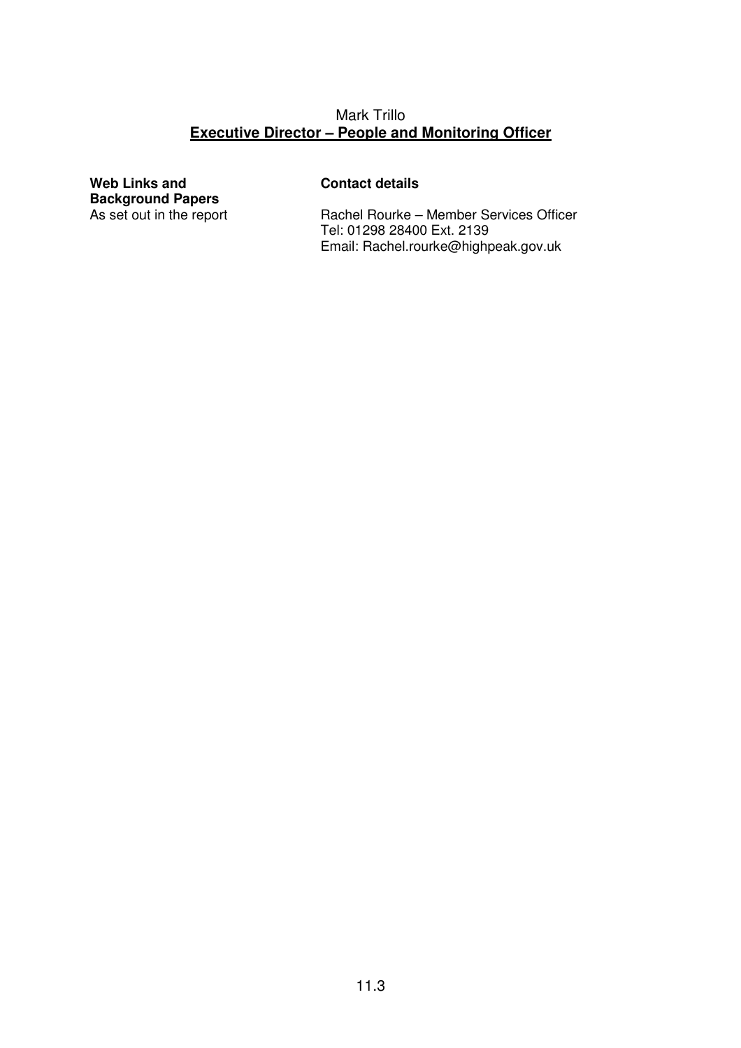Mark Trillo
**Executive Director – People and Monitoring Officer**

**Web Links and Background Papers**
As set out in the report

**Contact details**

Rachel Rourke – Member Services Officer
Tel: 01298 28400 Ext. 2139
Email: Rachel.rourke@highpeak.gov.uk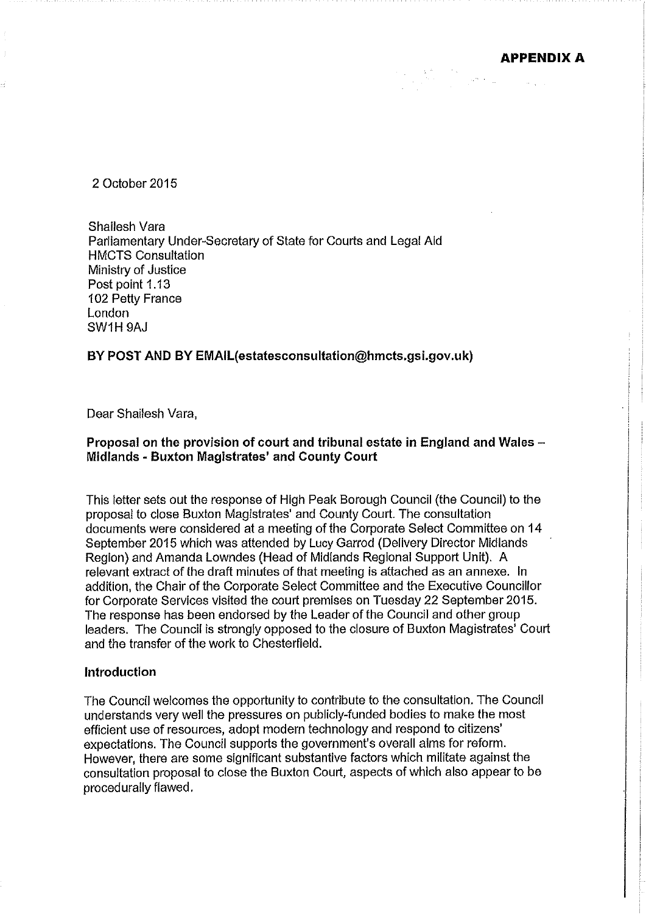**APPENDIX A**

2 October 2015

Shailesh Vara
Parliamentary Under-Secretary of State for Courts and Legal Aid
HMCTS Consultation
Ministry of Justice
Post point 1.13
102 Petty France
London
SW1H 9AJ

**BY POST AND BY EMAIL(estatesconsultation@hmcts.gsi.gov.uk)**

Dear Shailesh Vara,

**Proposal on the provision of court and tribunal estate in England and Wales – Midlands - Buxton Magistrates' and County Court**

This letter sets out the response of High Peak Borough Council (the Council) to the proposal to close Buxton Magistrates' and County Court. The consultation documents were considered at a meeting of the Corporate Select Committee on 14 September 2015 which was attended by Lucy Garrod (Delivery Director Midlands Region) and Amanda Lowndes (Head of Midlands Regional Support Unit). A relevant extract of the draft minutes of that meeting is attached as an annexe. In addition, the Chair of the Corporate Select Committee and the Executive Councillor for Corporate Services visited the court premises on Tuesday 22 September 2015. The response has been endorsed by the Leader of the Council and other group leaders. The Council is strongly opposed to the closure of Buxton Magistrates' Court and the transfer of the work to Chesterfield.

**Introduction**

The Council welcomes the opportunity to contribute to the consultation. The Council understands very well the pressures on publicly-funded bodies to make the most efficient use of resources, adopt modern technology and respond to citizens' expectations. The Council supports the government's overall aims for reform. However, there are some significant substantive factors which militate against the consultation proposal to close the Buxton Court, aspects of which also appear to be procedurally flawed.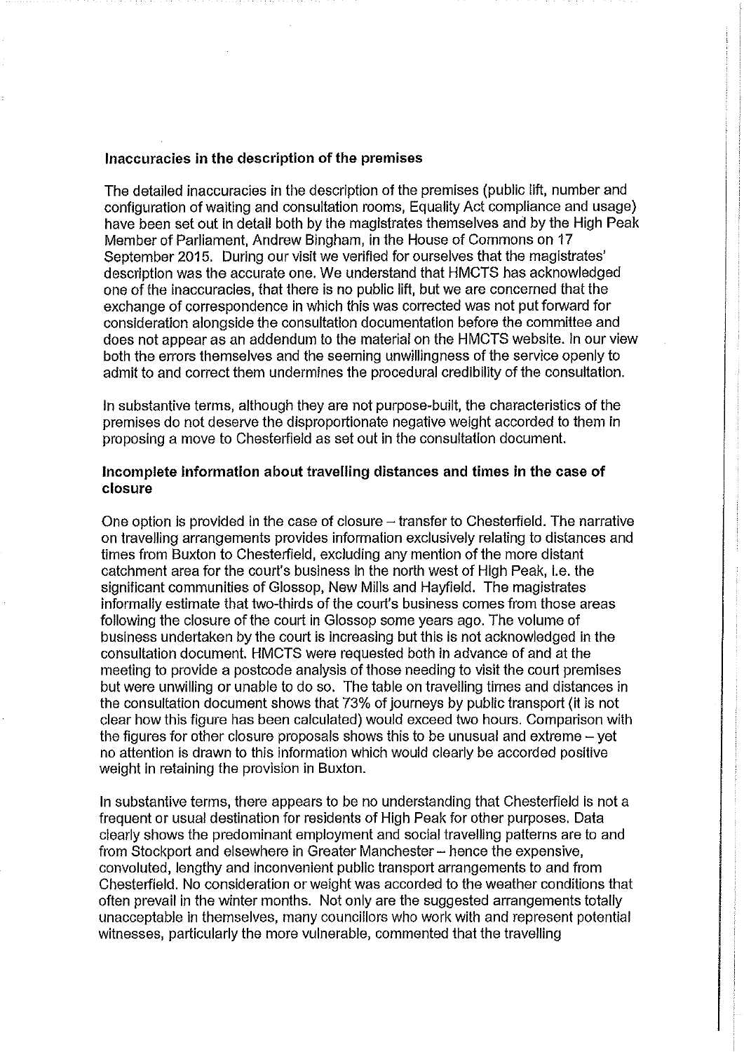### Inaccuracies in the description of the premises

The detailed inaccuracies in the description of the premises (public lift, number and configuration of waiting and consultation rooms, Equality Act compliance and usage) have been set out in detail both by the magistrates themselves and by the High Peak Member of Parliament, Andrew Bingham, in the House of Commons on 17 September 2015. During our visit we verified for ourselves that the magistrates' description was the accurate one. We understand that HMCTS has acknowledged one of the inaccuracies, that there is no public lift, but we are concerned that the exchange of correspondence in which this was corrected was not put forward for consideration alongside the consultation documentation before the committee and does not appear as an addendum to the material on the HMCTS website. In our view both the errors themselves and the seeming unwillingness of the service openly to admit to and correct them undermines the procedural credibility of the consultation.

In substantive terms, although they are not purpose-built, the characteristics of the premises do not deserve the disproportionate negative weight accorded to them in proposing a move to Chesterfield as set out in the consultation document.

### Incomplete information about travelling distances and times in the case of closure

One option is provided in the case of closure – transfer to Chesterfield. The narrative on travelling arrangements provides information exclusively relating to distances and times from Buxton to Chesterfield, excluding any mention of the more distant catchment area for the court's business in the north west of High Peak, i.e. the significant communities of Glossop, New Mills and Hayfield. The magistrates informally estimate that two-thirds of the court's business comes from those areas following the closure of the court in Glossop some years ago. The volume of business undertaken by the court is increasing but this is not acknowledged in the consultation document. HMCTS were requested both in advance of and at the meeting to provide a postcode analysis of those needing to visit the court premises but were unwilling or unable to do so. The table on travelling times and distances in the consultation document shows that 73% of journeys by public transport (it is not clear how this figure has been calculated) would exceed two hours. Comparison with the figures for other closure proposals shows this to be unusual and extreme – yet no attention is drawn to this information which would clearly be accorded positive weight in retaining the provision in Buxton.

In substantive terms, there appears to be no understanding that Chesterfield is not a frequent or usual destination for residents of High Peak for other purposes. Data clearly shows the predominant employment and social travelling patterns are to and from Stockport and elsewhere in Greater Manchester – hence the expensive, convoluted, lengthy and inconvenient public transport arrangements to and from Chesterfield. No consideration or weight was accorded to the weather conditions that often prevail in the winter months. Not only are the suggested arrangements totally unacceptable in themselves, many councillors who work with and represent potential witnesses, particularly the more vulnerable, commented that the travelling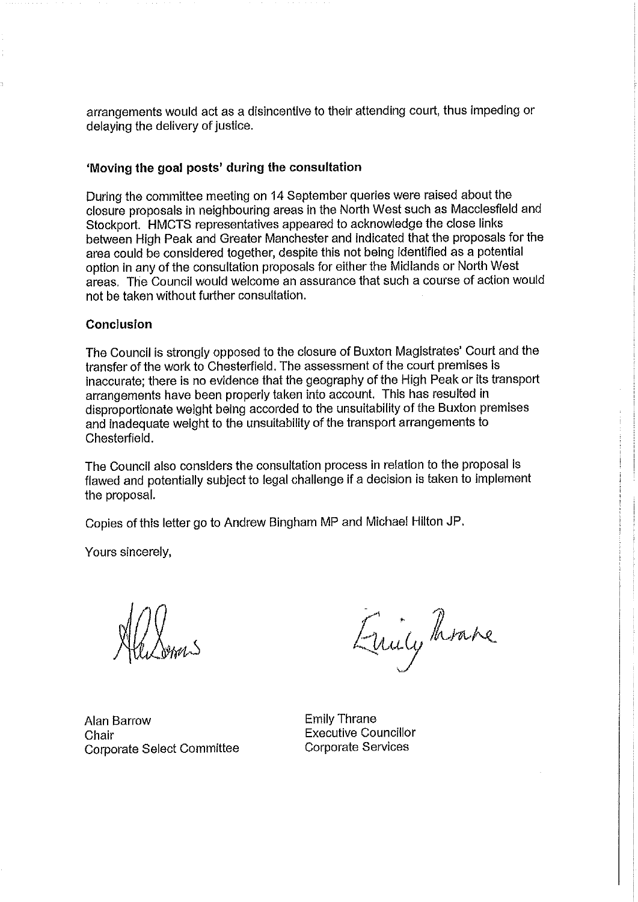arrangements would act as a disincentive to their attending court, thus impeding or delaying the delivery of justice.

**'Moving the goal posts' during the consultation**

During the committee meeting on 14 September queries were raised about the closure proposals in neighbouring areas in the North West such as Macclesfield and Stockport. HMCTS representatives appeared to acknowledge the close links between High Peak and Greater Manchester and indicated that the proposals for the area could be considered together, despite this not being identified as a potential option in any of the consultation proposals for either the Midlands or North West areas. The Council would welcome an assurance that such a course of action would not be taken without further consultation.

**Conclusion**

The Council is strongly opposed to the closure of Buxton Magistrates' Court and the transfer of the work to Chesterfield. The assessment of the court premises is inaccurate; there is no evidence that the geography of the High Peak or its transport arrangements have been properly taken into account. This has resulted in disproportionate weight being accorded to the unsuitability of the Buxton premises and inadequate weight to the unsuitability of the transport arrangements to Chesterfield.

The Council also considers the consultation process in relation to the proposal is flawed and potentially subject to legal challenge if a decision is taken to implement the proposal.

Copies of this letter go to Andrew Bingham MP and Michael Hilton JP.

Yours sincerely,

Alan Barrow
Chair
Corporate Select Committee

Emily Thrane
Executive Councillor
Corporate Services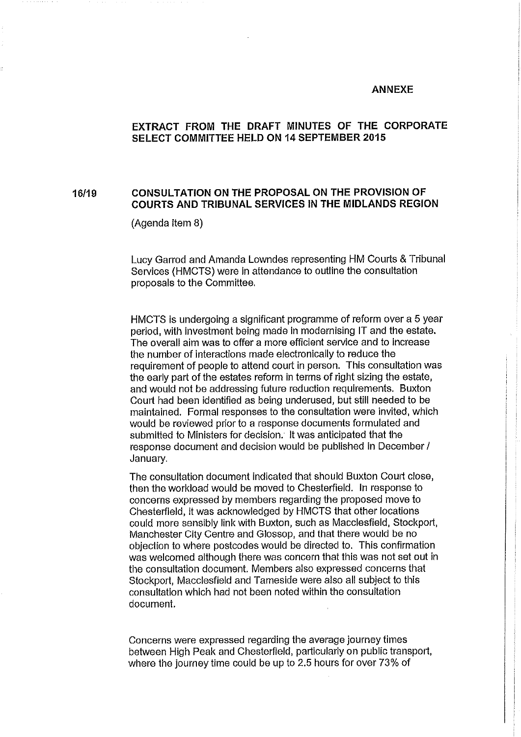**ANNEXE**

## EXTRACT FROM THE DRAFT MINUTES OF THE CORPORATE SELECT COMMITTEE HELD ON 14 SEPTEMBER 2015

### 16/19 CONSULTATION ON THE PROPOSAL ON THE PROVISION OF COURTS AND TRIBUNAL SERVICES IN THE MIDLANDS REGION

(Agenda item 8)

Lucy Garrod and Amanda Lowndes representing HM Courts & Tribunal Services (HMCTS) were in attendance to outline the consultation proposals to the Committee.

HMCTS is undergoing a significant programme of reform over a 5 year period, with investment being made in modernising IT and the estate. The overall aim was to offer a more efficient service and to increase the number of interactions made electronically to reduce the requirement of people to attend court in person. This consultation was the early part of the estates reform in terms of right sizing the estate, and would not be addressing future reduction requirements. Buxton Court had been identified as being underused, but still needed to be maintained. Formal responses to the consultation were invited, which would be reviewed prior to a response documents formulated and submitted to Ministers for decision. It was anticipated that the response document and decision would be published in December / January.

The consultation document indicated that should Buxton Court close, then the workload would be moved to Chesterfield. In response to concerns expressed by members regarding the proposed move to Chesterfield, it was acknowledged by HMCTS that other locations could more sensibly link with Buxton, such as Macclesfield, Stockport, Manchester City Centre and Glossop, and that there would be no objection to where postcodes would be directed to. This confirmation was welcomed although there was concern that this was not set out in the consultation document. Members also expressed concerns that Stockport, Macclesfield and Tameside were also all subject to this consultation which had not been noted within the consultation document.

Concerns were expressed regarding the average journey times between High Peak and Chesterfield, particularly on public transport, where the journey time could be up to 2.5 hours for over 73% of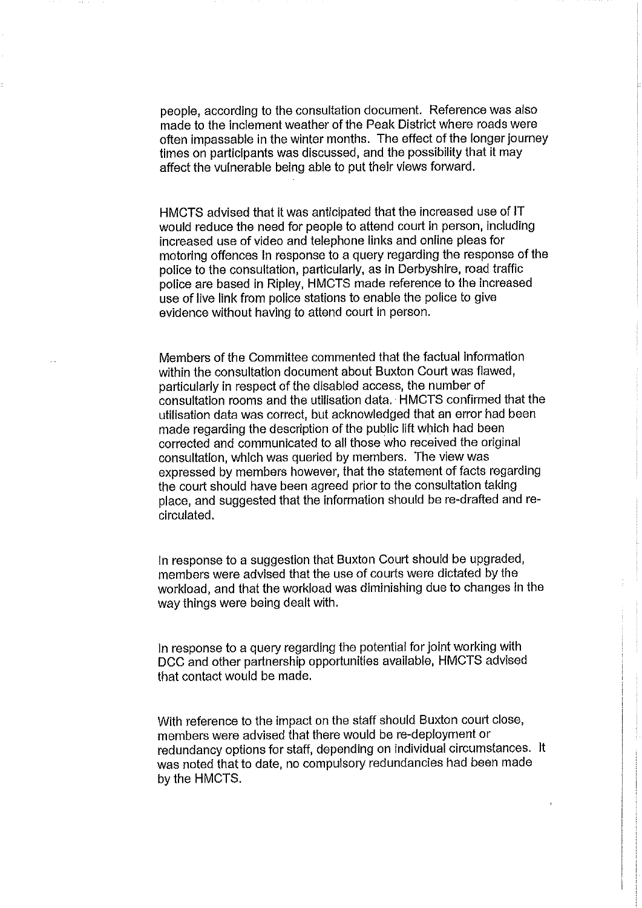people, according to the consultation document. Reference was also made to the inclement weather of the Peak District where roads were often impassable in the winter months. The effect of the longer journey times on participants was discussed, and the possibility that it may affect the vulnerable being able to put their views forward.

HMCTS advised that it was anticipated that the increased use of IT would reduce the need for people to attend court in person, including increased use of video and telephone links and online pleas for motoring offences In response to a query regarding the response of the police to the consultation, particularly, as in Derbyshire, road traffic police are based in Ripley, HMCTS made reference to the increased use of live link from police stations to enable the police to give evidence without having to attend court in person.

Members of the Committee commented that the factual information within the consultation document about Buxton Court was flawed, particularly in respect of the disabled access, the number of consultation rooms and the utilisation data. HMCTS confirmed that the utilisation data was correct, but acknowledged that an error had been made regarding the description of the public lift which had been corrected and communicated to all those who received the original consultation, which was queried by members. The view was expressed by members however, that the statement of facts regarding the court should have been agreed prior to the consultation taking place, and suggested that the information should be re-drafted and re-circulated.

In response to a suggestion that Buxton Court should be upgraded, members were advised that the use of courts were dictated by the workload, and that the workload was diminishing due to changes in the way things were being dealt with.

In response to a query regarding the potential for joint working with DCC and other partnership opportunities available, HMCTS advised that contact would be made.

With reference to the impact on the staff should Buxton court close, members were advised that there would be re-deployment or redundancy options for staff, depending on individual circumstances. It was noted that to date, no compulsory redundancies had been made by the HMCTS.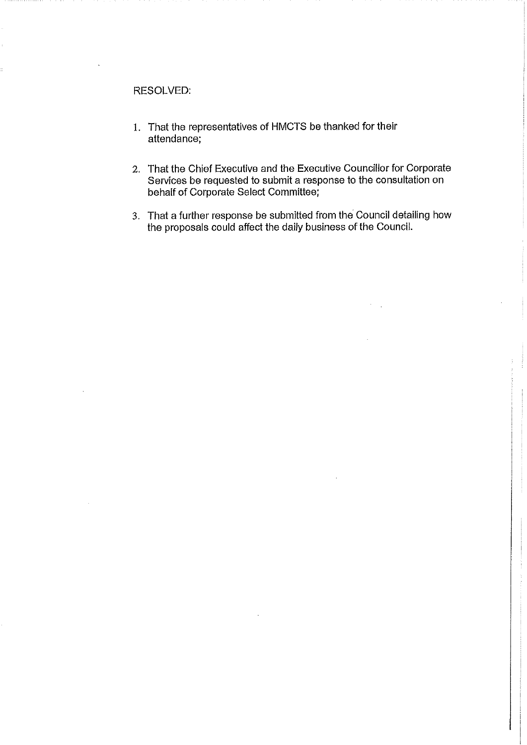RESOLVED:

1. That the representatives of HMCTS be thanked for their attendance;

2. That the Chief Executive and the Executive Councillor for Corporate Services be requested to submit a response to the consultation on behalf of Corporate Select Committee;

3. That a further response be submitted from the Council detailing how the proposals could affect the daily business of the Council.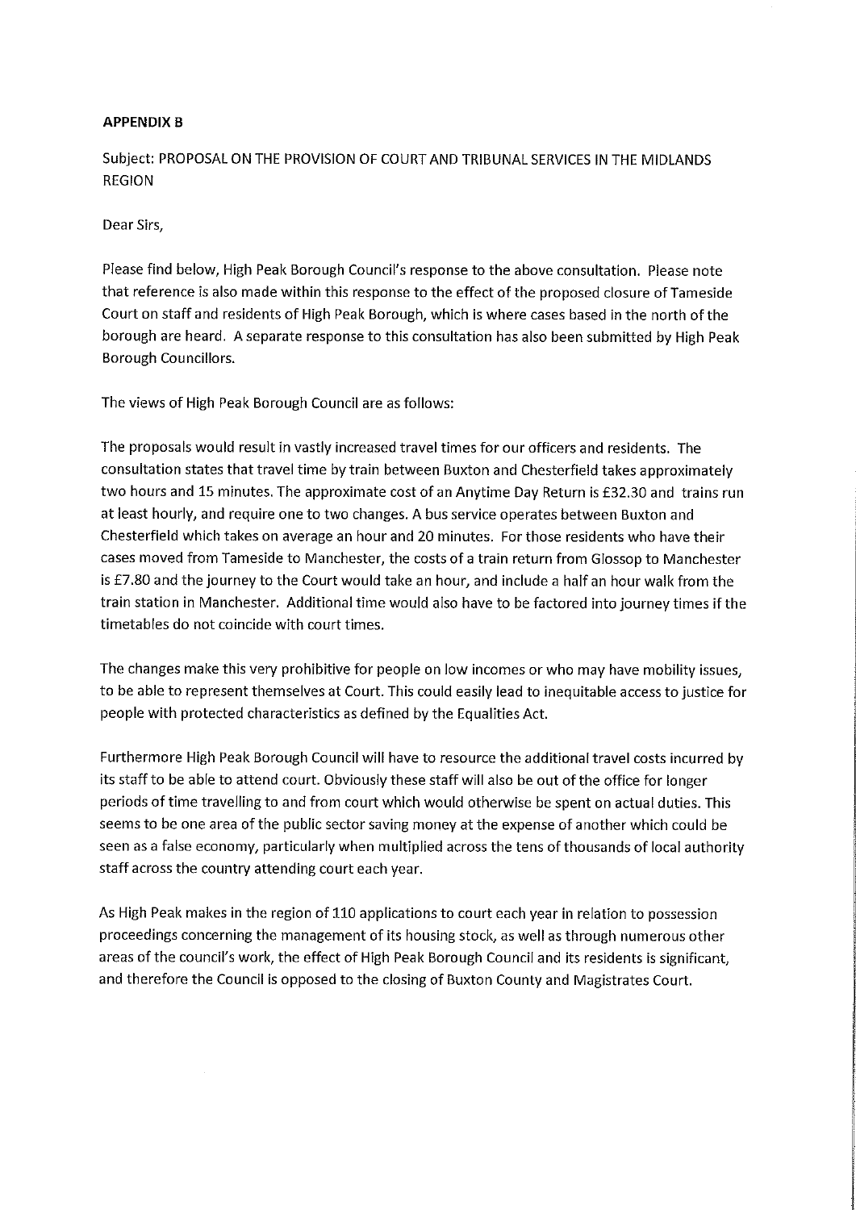**APPENDIX B**

Subject: PROPOSAL ON THE PROVISION OF COURT AND TRIBUNAL SERVICES IN THE MIDLANDS REGION

Dear Sirs,

Please find below, High Peak Borough Council's response to the above consultation. Please note that reference is also made within this response to the effect of the proposed closure of Tameside Court on staff and residents of High Peak Borough, which is where cases based in the north of the borough are heard. A separate response to this consultation has also been submitted by High Peak Borough Councillors.

The views of High Peak Borough Council are as follows:

The proposals would result in vastly increased travel times for our officers and residents. The consultation states that travel time by train between Buxton and Chesterfield takes approximately two hours and 15 minutes. The approximate cost of an Anytime Day Return is £32.30 and trains run at least hourly, and require one to two changes. A bus service operates between Buxton and Chesterfield which takes on average an hour and 20 minutes. For those residents who have their cases moved from Tameside to Manchester, the costs of a train return from Glossop to Manchester is £7.80 and the journey to the Court would take an hour, and include a half an hour walk from the train station in Manchester. Additional time would also have to be factored into journey times if the timetables do not coincide with court times.

The changes make this very prohibitive for people on low incomes or who may have mobility issues, to be able to represent themselves at Court. This could easily lead to inequitable access to justice for people with protected characteristics as defined by the Equalities Act.

Furthermore High Peak Borough Council will have to resource the additional travel costs incurred by its staff to be able to attend court. Obviously these staff will also be out of the office for longer periods of time travelling to and from court which would otherwise be spent on actual duties. This seems to be one area of the public sector saving money at the expense of another which could be seen as a false economy, particularly when multiplied across the tens of thousands of local authority staff across the country attending court each year.

As High Peak makes in the region of 110 applications to court each year in relation to possession proceedings concerning the management of its housing stock, as well as through numerous other areas of the council's work, the effect of High Peak Borough Council and its residents is significant, and therefore the Council is opposed to the closing of Buxton County and Magistrates Court.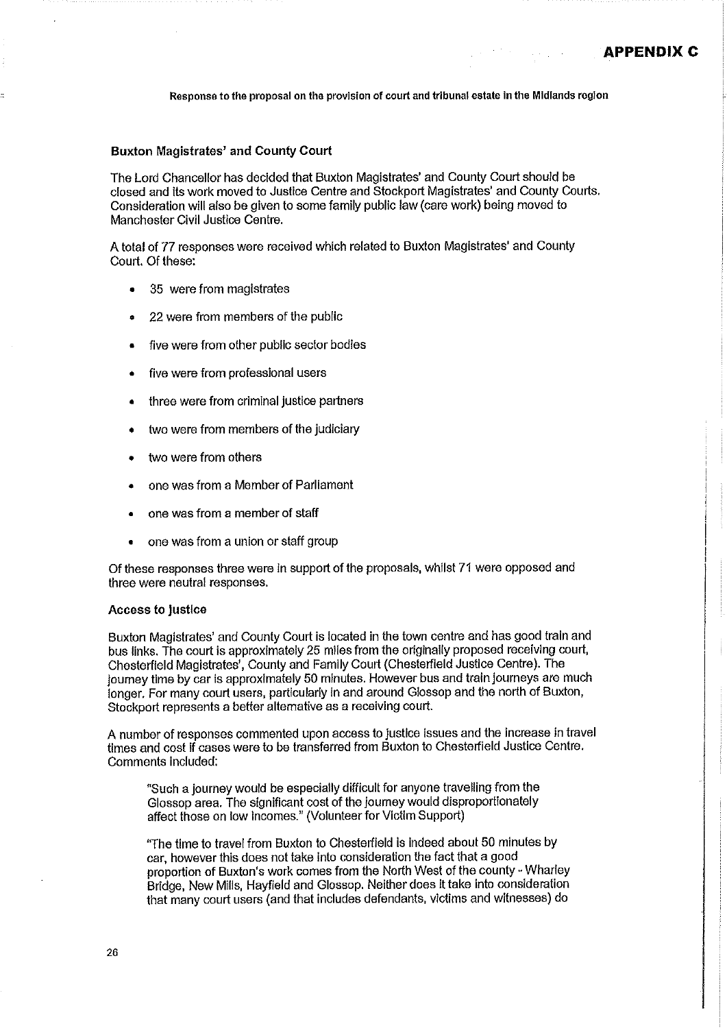**APPENDIX C**

**Response to the proposal on the provision of court and tribunal estate in the Midlands region**

### Buxton Magistrates' and County Court

The Lord Chancellor has decided that Buxton Magistrates' and County Court should be closed and its work moved to Justice Centre and Stockport Magistrates' and County Courts. Consideration will also be given to some family public law (care work) being moved to Manchester Civil Justice Centre.

A total of 77 responses were received which related to Buxton Magistrates' and County Court. Of these:

- 35 were from magistrates
- 22 were from members of the public
- five were from other public sector bodies
- five were from professional users
- three were from criminal justice partners
- two were from members of the judiciary
- two were from others
- one was from a Member of Parliament
- one was from a member of staff
- one was from a union or staff group

Of these responses three were in support of the proposals, whilst 71 were opposed and three were neutral responses.

#### Access to justice

Buxton Magistrates' and County Court is located in the town centre and has good train and bus links. The court is approximately 25 miles from the originally proposed receiving court, Chesterfield Magistrates', County and Family Court (Chesterfield Justice Centre). The journey time by car is approximately 50 minutes. However bus and train journeys are much longer. For many court users, particularly in and around Glossop and the north of Buxton, Stockport represents a better alternative as a receiving court.

A number of responses commented upon access to justice issues and the increase in travel times and cost if cases were to be transferred from Buxton to Chesterfield Justice Centre. Comments included:

> "Such a journey would be especially difficult for anyone travelling from the Glossop area. The significant cost of the journey would disproportionately affect those on low incomes." (Volunteer for Victim Support)

> "The time to travel from Buxton to Chesterfield is indeed about 50 minutes by car, however this does not take into consideration the fact that a good proportion of Buxton's work comes from the North West of the county - Whaley Bridge, New Mills, Hayfield and Glossop. Neither does it take into consideration that many court users (and that includes defendants, victims and witnesses) do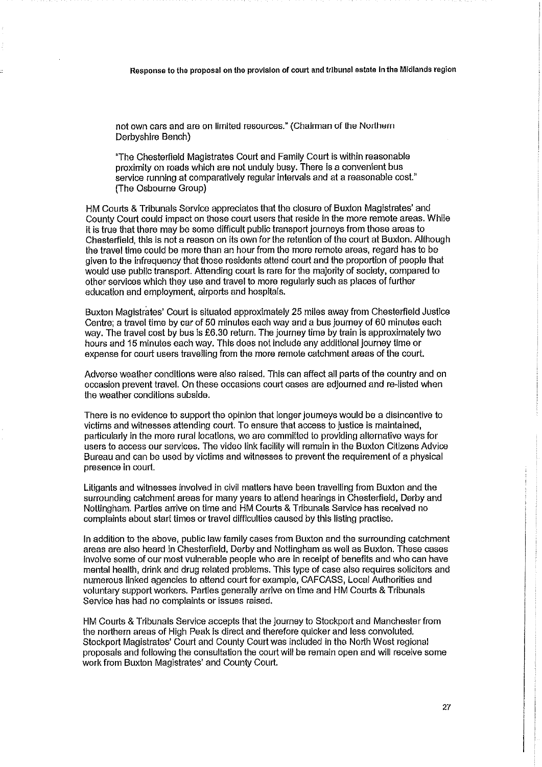not own cars and are on limited resources." (Chairman of the Northern Derbyshire Bench)

> "The Chesterfield Magistrates Court and Family Court is within reasonable proximity on roads which are not unduly busy. There is a convenient bus service running at comparatively regular intervals and at a reasonable cost." (The Osbourne Group)

HM Courts & Tribunals Service appreciates that the closure of Buxton Magistrates' and County Court could impact on those court users that reside in the more remote areas. While it is true that there may be some difficult public transport journeys from those areas to Chesterfield, this is not a reason on its own for the retention of the court at Buxton. Although the travel time could be more than an hour from the more remote areas, regard has to be given to the infrequency that those residents attend court and the proportion of people that would use public transport. Attending court is rare for the majority of society, compared to other services which they use and travel to more regularly such as places of further education and employment, airports and hospitals.

Buxton Magistrates' Court is situated approximately 25 miles away from Chesterfield Justice Centre; a travel time by car of 50 minutes each way and a bus journey of 60 minutes each way. The travel cost by bus is £6.30 return. The journey time by train is approximately two hours and 15 minutes each way. This does not include any additional journey time or expense for court users travelling from the more remote catchment areas of the court.

Adverse weather conditions were also raised. This can affect all parts of the country and on occasion prevent travel. On these occasions court cases are adjourned and re-listed when the weather conditions subside.

There is no evidence to support the opinion that longer journeys would be a disincentive to victims and witnesses attending court. To ensure that access to justice is maintained, particularly in the more rural locations, we are committed to providing alternative ways for users to access our services. The video link facility will remain in the Buxton Citizens Advice Bureau and can be used by victims and witnesses to prevent the requirement of a physical presence in court.

Litigants and witnesses involved in civil matters have been travelling from Buxton and the surrounding catchment areas for many years to attend hearings in Chesterfield, Derby and Nottingham. Parties arrive on time and HM Courts & Tribunals Service has received no complaints about start times or travel difficulties caused by this listing practise.

In addition to the above, public law family cases from Buxton and the surrounding catchment areas are also heard in Chesterfield, Derby and Nottingham as well as Buxton. These cases involve some of our most vulnerable people who are in receipt of benefits and who can have mental health, drink and drug related problems. This type of case also requires solicitors and numerous linked agencies to attend court for example, CAFCASS, Local Authorities and voluntary support workers. Parties generally arrive on time and HM Courts & Tribunals Service has had no complaints or issues raised.

HM Courts & Tribunals Service accepts that the journey to Stockport and Manchester from the northern areas of High Peak is direct and therefore quicker and less convoluted. Stockport Magistrates' Court and County Court was included in the North West regional proposals and following the consultation the court will be remain open and will receive some work from Buxton Magistrates' and County Court.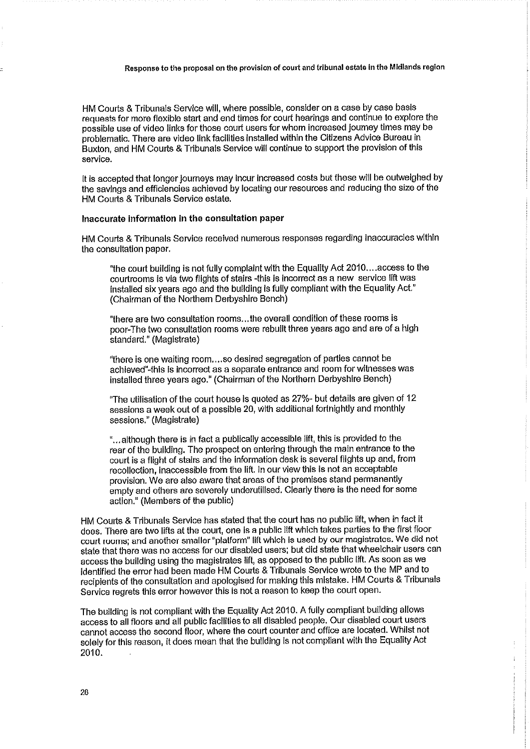HM Courts & Tribunals Service will, where possible, consider on a case by case basis requests for more flexible start and end times for court hearings and continue to explore the possible use of video links for those court users for whom increased journey times may be problematic. There are video link facilities installed within the Citizens Advice Bureau in Buxton, and HM Courts & Tribunals Service will continue to support the provision of this service.

It is accepted that longer journeys may incur increased costs but these will be outweighed by the savings and efficiencies achieved by locating our resources and reducing the size of the HM Courts & Tribunals Service estate.

**Inaccurate information in the consultation paper**

HM Courts & Tribunals Service received numerous responses regarding inaccuracies within the consultation paper.

> "the court building is not fully complaint with the Equality Act 2010....access to the courtrooms is via two flights of stairs -this is incorrect as a new service lift was installed six years ago and the building is fully compliant with the Equality Act." (Chairman of the Northern Derbyshire Bench)

> "there are two consultation rooms...the overall condition of these rooms is poor-The two consultation rooms were rebuilt three years ago and are of a high standard." (Magistrate)

> "there is one waiting room....so desired segregation of parties cannot be achieved"-this is incorrect as a separate entrance and room for witnesses was installed three years ago." (Chairman of the Northern Derbyshire Bench)

> "The utilisation of the court house is quoted as 27%- but details are given of 12 sessions a week out of a possible 20, with additional fortnightly and monthly sessions." (Magistrate)

> "...although there is in fact a publically accessible lift, this is provided to the rear of the building. The prospect on entering through the main entrance to the court is a flight of stairs and the information desk is several flights up and, from recollection, inaccessible from the lift. In our view this is not an acceptable provision. We are also aware that areas of the premises stand permanently empty and others are severely underutilised. Clearly there is the need for some action." (Members of the public)

HM Courts & Tribunals Service has stated that the court has no public lift, when in fact it does. There are two lifts at the court, one is a public lift which takes parties to the first floor court rooms; and another smaller "platform" lift which is used by our magistrates. We did not state that there was no access for our disabled users; but did state that wheelchair users can access the building using the magistrates lift, as opposed to the public lift. As soon as we identified the error had been made HM Courts & Tribunals Service wrote to the MP and to recipients of the consultation and apologised for making this mistake. HM Courts & Tribunals Service regrets this error however this is not a reason to keep the court open.

The building is not compliant with the Equality Act 2010. A fully compliant building allows access to all floors and all public facilities to all disabled people. Our disabled court users cannot access the second floor, where the court counter and office are located. Whilst not solely for this reason, it does mean that the building is not compliant with the Equality Act 2010.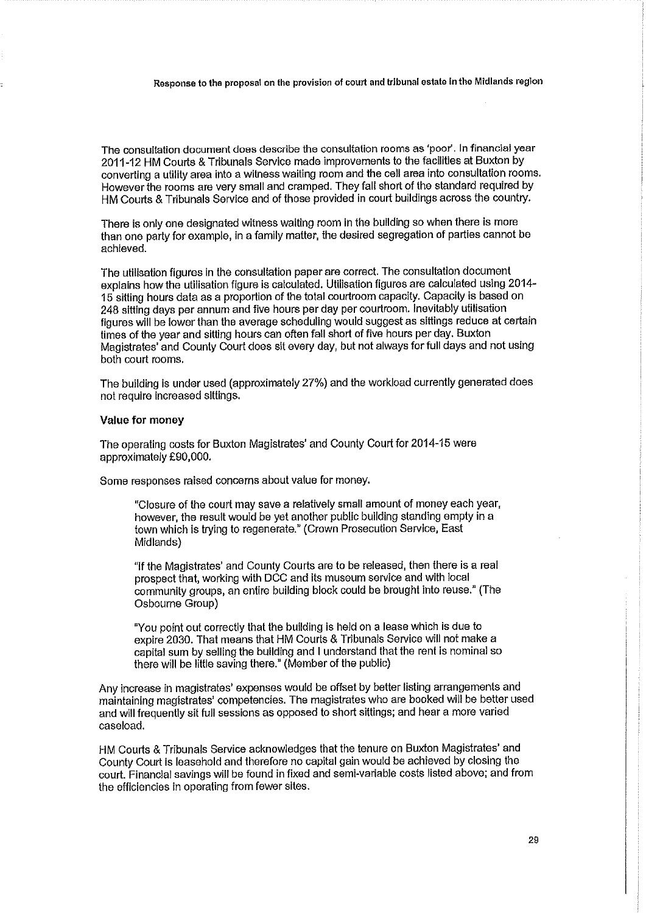The consultation document does describe the consultation rooms as 'poor'. In financial year 2011-12 HM Courts & Tribunals Service made improvements to the facilities at Buxton by converting a utility area into a witness waiting room and the cell area into consultation rooms. However the rooms are very small and cramped. They fall short of the standard required by HM Courts & Tribunals Service and of those provided in court buildings across the country.

There is only one designated witness waiting room in the building so when there is more than one party for example, in a family matter, the desired segregation of parties cannot be achieved.

The utilisation figures in the consultation paper are correct. The consultation document explains how the utilisation figure is calculated. Utilisation figures are calculated using 2014-15 sitting hours data as a proportion of the total courtroom capacity. Capacity is based on 248 sitting days per annum and five hours per day per courtroom. Inevitably utilisation figures will be lower than the average scheduling would suggest as sittings reduce at certain times of the year and sitting hours can often fall short of five hours per day. Buxton Magistrates' and County Court does sit every day, but not always for full days and not using both court rooms.

The building is under used (approximately 27%) and the workload currently generated does not require increased sittings.

### Value for money

The operating costs for Buxton Magistrates' and County Court for 2014-15 were approximately £90,000.

Some responses raised concerns about value for money.

> "Closure of the court may save a relatively small amount of money each year, however, the result would be yet another public building standing empty in a town which is trying to regenerate." (Crown Prosecution Service, East Midlands)

> "If the Magistrates' and County Courts are to be released, then there is a real prospect that, working with DCC and its museum service and with local community groups, an entire building block could be brought into reuse." (The Osbourne Group)

> "You point out correctly that the building is held on a lease which is due to expire 2030. That means that HM Courts & Tribunals Service will not make a capital sum by selling the building and I understand that the rent is nominal so there will be little saving there." (Member of the public)

Any increase in magistrates' expenses would be offset by better listing arrangements and maintaining magistrates' competencies. The magistrates who are booked will be better used and will frequently sit full sessions as opposed to short sittings; and hear a more varied caseload.

HM Courts & Tribunals Service acknowledges that the tenure on Buxton Magistrates' and County Court is leasehold and therefore no capital gain would be achieved by closing the court. Financial savings will be found in fixed and semi-variable costs listed above; and from the efficiencies in operating from fewer sites.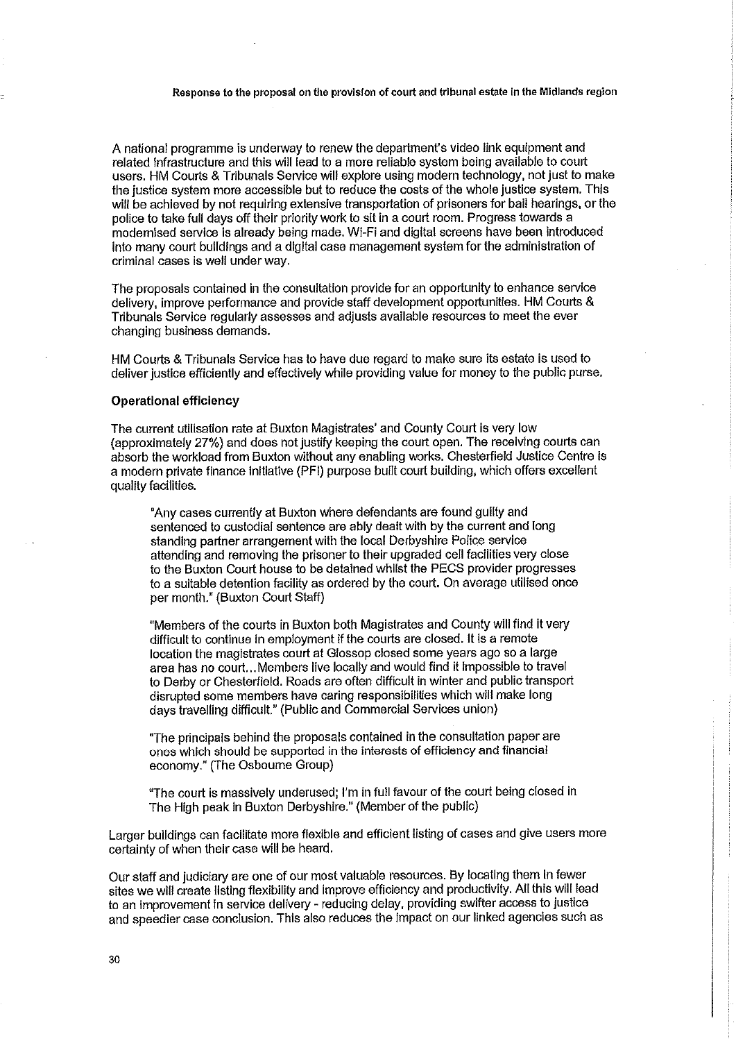A national programme is underway to renew the department's video link equipment and related infrastructure and this will lead to a more reliable system being available to court users. HM Courts & Tribunals Service will explore using modern technology, not just to make the justice system more accessible but to reduce the costs of the whole justice system. This will be achieved by not requiring extensive transportation of prisoners for bail hearings, or the police to take full days off their priority work to sit in a court room. Progress towards a modernised service is already being made. Wi-Fi and digital screens have been introduced into many court buildings and a digital case management system for the administration of criminal cases is well under way.

The proposals contained in the consultation provide for an opportunity to enhance service delivery, improve performance and provide staff development opportunities. HM Courts & Tribunals Service regularly assesses and adjusts available resources to meet the ever changing business demands.

HM Courts & Tribunals Service has to have due regard to make sure its estate is used to deliver justice efficiently and effectively while providing value for money to the public purse.

**Operational efficiency**

The current utilisation rate at Buxton Magistrates' and County Court is very low (approximately 27%) and does not justify keeping the court open. The receiving courts can absorb the workload from Buxton without any enabling works. Chesterfield Justice Centre is a modern private finance initiative (PFI) purpose built court building, which offers excellent quality facilities.

> "Any cases currently at Buxton where defendants are found guilty and sentenced to custodial sentence are ably dealt with by the current and long standing partner arrangement with the local Derbyshire Police service attending and removing the prisoner to their upgraded cell facilities very close to the Buxton Court house to be detained whilst the PECS provider progresses to a suitable detention facility as ordered by the court. On average utilised once per month." (Buxton Court Staff)

> "Members of the courts in Buxton both Magistrates and County will find it very difficult to continue in employment if the courts are closed. It is a remote location the magistrates court at Glossop closed some years ago so a large area has no court…Members live locally and would find it impossible to travel to Derby or Chesterfield. Roads are often difficult in winter and public transport disrupted some members have caring responsibilities which will make long days travelling difficult." (Public and Commercial Services union)

> "The principals behind the proposals contained in the consultation paper are ones which should be supported in the interests of efficiency and financial economy." (The Osbourne Group)

> "The court is massively underused; I'm in full favour of the court being closed in The High peak in Buxton Derbyshire." (Member of the public)

Larger buildings can facilitate more flexible and efficient listing of cases and give users more certainty of when their case will be heard.

Our staff and judiciary are one of our most valuable resources. By locating them in fewer sites we will create listing flexibility and improve efficiency and productivity. All this will lead to an improvement in service delivery - reducing delay, providing swifter access to justice and speedier case conclusion. This also reduces the impact on our linked agencies such as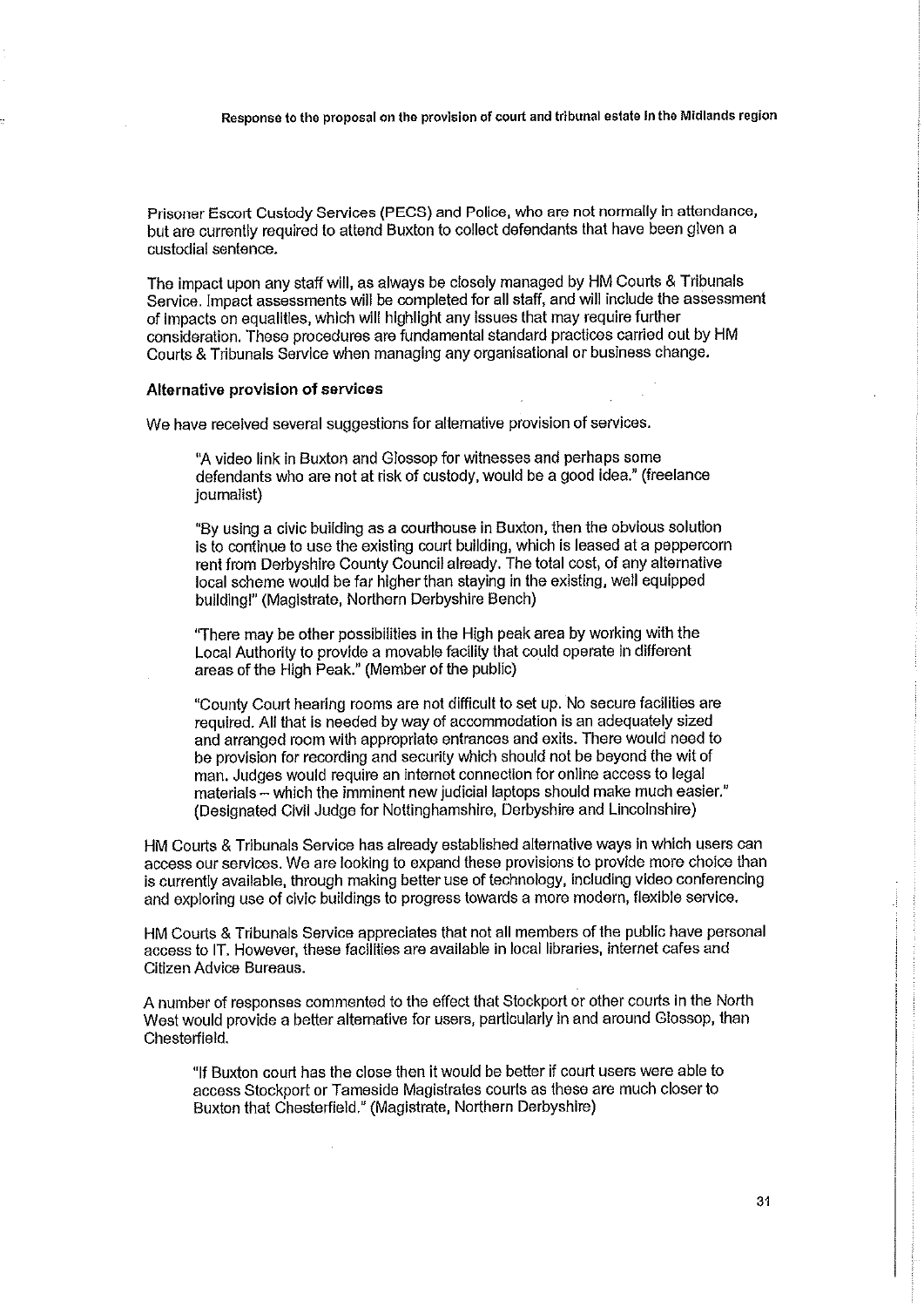Prisoner Escort Custody Services (PECS) and Police, who are not normally in attendance, but are currently required to attend Buxton to collect defendants that have been given a custodial sentence.

The impact upon any staff will, as always be closely managed by HM Courts & Tribunals Service. Impact assessments will be completed for all staff, and will include the assessment of impacts on equalities, which will highlight any issues that may require further consideration. These procedures are fundamental standard practices carried out by HM Courts & Tribunals Service when managing any organisational or business change.

**Alternative provision of services**

We have received several suggestions for alternative provision of services.

> "A video link in Buxton and Glossop for witnesses and perhaps some defendants who are not at risk of custody, would be a good idea." (freelance journalist)

> "By using a civic building as a courthouse in Buxton, then the obvious solution is to continue to use the existing court building, which is leased at a peppercorn rent from Derbyshire County Council already. The total cost, of any alternative local scheme would be far higher than staying in the existing, well equipped building!" (Magistrate, Northern Derbyshire Bench)

> "There may be other possibilities in the High peak area by working with the Local Authority to provide a movable facility that could operate in different areas of the High Peak." (Member of the public)

> "County Court hearing rooms are not difficult to set up. No secure facilities are required. All that is needed by way of accommodation is an adequately sized and arranged room with appropriate entrances and exits. There would need to be provision for recording and security which should not be beyond the wit of man. Judges would require an internet connection for online access to legal materials – which the imminent new judicial laptops should make much easier." (Designated Civil Judge for Nottinghamshire, Derbyshire and Lincolnshire)

HM Courts & Tribunals Service has already established alternative ways in which users can access our services. We are looking to expand these provisions to provide more choice than is currently available, through making better use of technology, including video conferencing and exploring use of civic buildings to progress towards a more modern, flexible service.

HM Courts & Tribunals Service appreciates that not all members of the public have personal access to IT. However, these facilities are available in local libraries, internet cafes and Citizen Advice Bureaus.

A number of responses commented to the effect that Stockport or other courts in the North West would provide a better alternative for users, particularly in and around Glossop, than Chesterfield.

> "If Buxton court has the close then it would be better if court users were able to access Stockport or Tameside Magistrates courts as these are much closer to Buxton that Chesterfield." (Magistrate, Northern Derbyshire)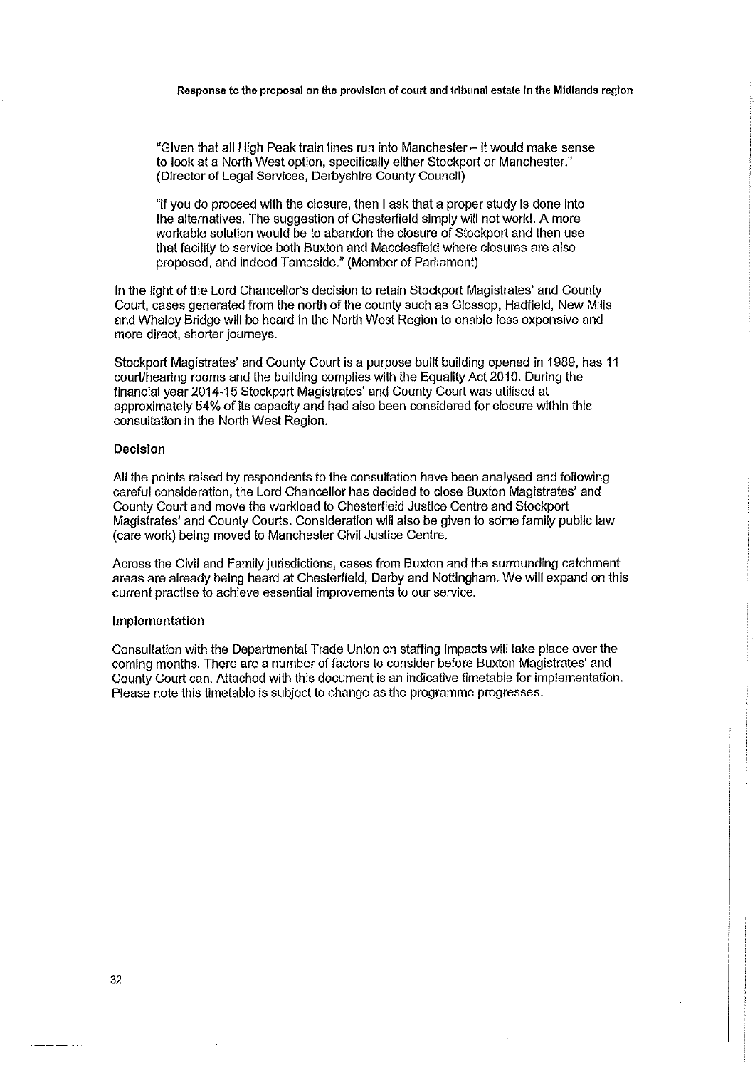"Given that all High Peak train lines run into Manchester – it would make sense to look at a North West option, specifically either Stockport or Manchester." (Director of Legal Services, Derbyshire County Council)

"if you do proceed with the closure, then I ask that a proper study is done into the alternatives. The suggestion of Chesterfield simply will not work!. A more workable solution would be to abandon the closure of Stockport and then use that facility to service both Buxton and Macclesfield where closures are also proposed, and indeed Tameside." (Member of Parliament)

In the light of the Lord Chancellor's decision to retain Stockport Magistrates' and County Court, cases generated from the north of the county such as Glossop, Hadfield, New Mills and Whaley Bridge will be heard in the North West Region to enable less expensive and more direct, shorter journeys.

Stockport Magistrates' and County Court is a purpose built building opened in 1989, has 11 court/hearing rooms and the building complies with the Equality Act 2010. During the financial year 2014-15 Stockport Magistrates' and County Court was utilised at approximately 54% of its capacity and had also been considered for closure within this consultation in the North West Region.

### Decision

All the points raised by respondents to the consultation have been analysed and following careful consideration, the Lord Chancellor has decided to close Buxton Magistrates' and County Court and move the workload to Chesterfield Justice Centre and Stockport Magistrates' and County Courts. Consideration will also be given to some family public law (care work) being moved to Manchester Civil Justice Centre.

Across the Civil and Family jurisdictions, cases from Buxton and the surrounding catchment areas are already being heard at Chesterfield, Derby and Nottingham. We will expand on this current practise to achieve essential improvements to our service.

### Implementation

Consultation with the Departmental Trade Union on staffing impacts will take place over the coming months. There are a number of factors to consider before Buxton Magistrates' and County Court can. Attached with this document is an indicative timetable for implementation. Please note this timetable is subject to change as the programme progresses.